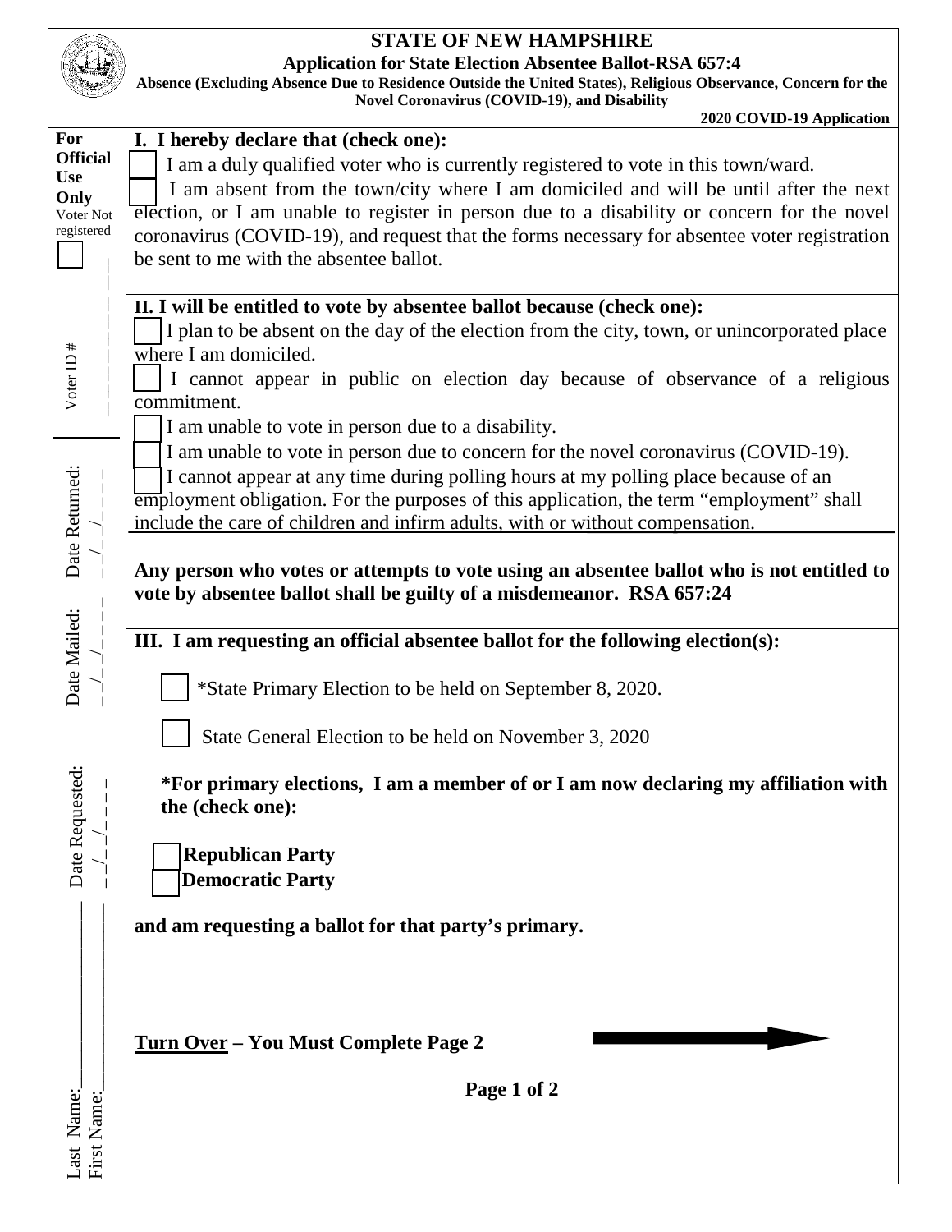# STATE OF NEW HAMPSHIRE

**Application for State Election Absentee Ballot-RSA 657:4**

**Absence (Excluding Absence Due to Residence Outside the United States), Religious Observance, Concern for the Novel Coronavirus (COVID-19), and Disability**

**2020 COVID-19 Application**

**For Official Use Only**

Voter Not registered ☐

Voter ID # ____________

Date Returned: __/__/____

Date Mailed: __/__/____

Date Requested: __/__/____

Last Name: ____________

First Name: ____________

## I. I hereby declare that (check one):

☐ I am a duly qualified voter who is currently registered to vote in this town/ward.

☐ I am absent from the town/city where I am domiciled and will be until after the next election, or I am unable to register in person due to a disability or concern for the novel coronavirus (COVID-19), and request that the forms necessary for absentee voter registration be sent to me with the absentee ballot.

## II. I will be entitled to vote by absentee ballot because (check one):

☐ I plan to be absent on the day of the election from the city, town, or unincorporated place where I am domiciled.

☐ I cannot appear in public on election day because of observance of a religious commitment.

☐ I am unable to vote in person due to a disability.

☐ I am unable to vote in person due to concern for the novel coronavirus (COVID-19).

☐ I cannot appear at any time during polling hours at my polling place because of an employment obligation. For the purposes of this application, the term "employment" shall include the care of children and infirm adults, with or without compensation.

**Any person who votes or attempts to vote using an absentee ballot who is not entitled to vote by absentee ballot shall be guilty of a misdemeanor. RSA 657:24**

## III. I am requesting an official absentee ballot for the following election(s):

☐ *State Primary Election to be held on September 8, 2020.

☐ State General Election to be held on November 3, 2020

**\*For primary elections, I am a member of or I am now declaring my affiliation with the (check one):**

☐ **Republican Party**

☐ **Democratic Party**

**and am requesting a ballot for that party's primary.**

**<u>Turn Over</u> – You Must Complete Page 2** ➡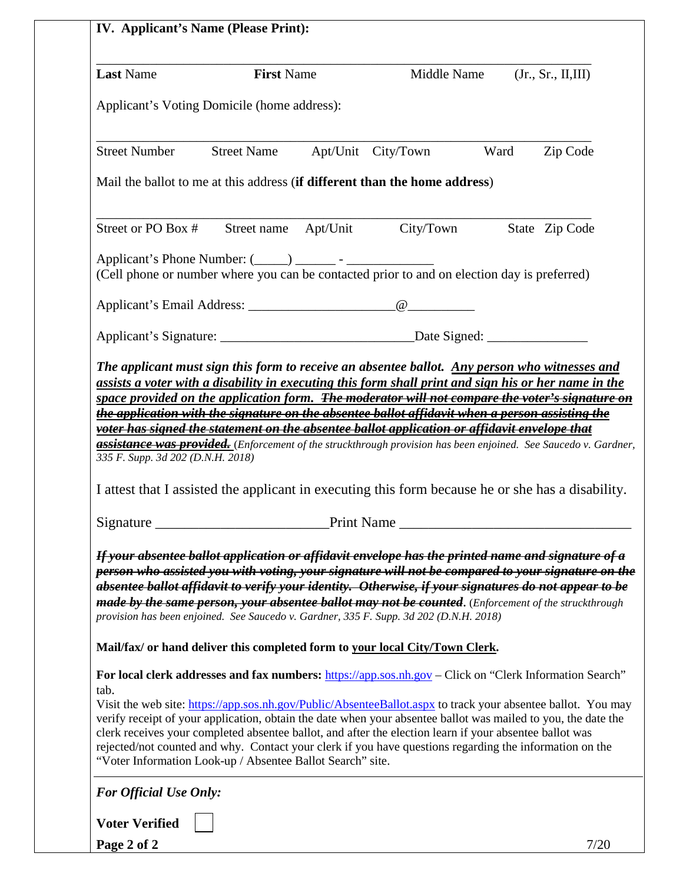**IV. Applicant's Name (Please Print):**

______________________________________________________________________

**Last** Name &nbsp;&nbsp;&nbsp;&nbsp; **First** Name &nbsp;&nbsp;&nbsp;&nbsp; Middle Name &nbsp;&nbsp;&nbsp;&nbsp; (Jr., Sr., II,III)

Applicant's Voting Domicile (home address):

______________________________________________________________________

Street Number &nbsp;&nbsp;&nbsp;&nbsp; Street Name &nbsp;&nbsp;&nbsp;&nbsp; Apt/Unit &nbsp;&nbsp;&nbsp;&nbsp; City/Town &nbsp;&nbsp;&nbsp;&nbsp; Ward &nbsp;&nbsp;&nbsp;&nbsp; Zip Code

Mail the ballot to me at this address (**if different than the home address**)

______________________________________________________________________

Street or PO Box # &nbsp;&nbsp;&nbsp;&nbsp; Street name &nbsp;&nbsp;&nbsp;&nbsp; Apt/Unit &nbsp;&nbsp;&nbsp;&nbsp; City/Town &nbsp;&nbsp;&nbsp;&nbsp; State &nbsp;&nbsp;&nbsp;&nbsp; Zip Code

Applicant's Phone Number: (_____) ______ - ____________
(Cell phone or number where you can be contacted prior to and on election day is preferred)

Applicant's Email Address: ____________________@__________

Applicant's Signature: ____________________________Date Signed: ______________

***The applicant must sign this form to receive an absentee ballot.*** ***<u>Any person who witnesses and assists a voter with a disability in executing this form shall print and sign his or her name in the space provided on the application form.</u>*** ***<u>~~The moderator will not compare the voter's signature on the application with the signature on the absentee ballot affidavit when a person assisting the voter has signed the statement on the absentee ballot application or affidavit envelope that assistance was provided.~~</u>*** *(Enforcement of the struckthrough provision has been enjoined. See Saucedo v. Gardner, 335 F. Supp. 3d 202 (D.N.H. 2018)*

I attest that I assisted the applicant in executing this form because he or she has a disability.

Signature ________________________Print Name ________________________________

***~~If your absentee ballot application or affidavit envelope has the printed name and signature of a person who assisted you with voting, your signature will not be compared to your signature on the absentee ballot affidavit to verify your identity. Otherwise, if your signatures do not appear to be made by the same person, your absentee ballot may not be counted~~***. *(Enforcement of the struckthrough provision has been enjoined. See Saucedo v. Gardner, 335 F. Supp. 3d 202 (D.N.H. 2018)*

**Mail/fax/ or hand deliver this completed form to <u>your local City/Town Clerk</u>.**

**For local clerk addresses and fax numbers:** https://app.sos.nh.gov – Click on "Clerk Information Search" tab.
Visit the web site: https://app.sos.nh.gov/Public/AbsenteeBallot.aspx to track your absentee ballot. You may verify receipt of your application, obtain the date when your absentee ballot was mailed to you, the date the clerk receives your completed absentee ballot, and after the election learn if your absentee ballot was rejected/not counted and why. Contact your clerk if you have questions regarding the information on the "Voter Information Look-up / Absentee Ballot Search" site.

***For Official Use Only:***

**Voter Verified** ☐

7/20